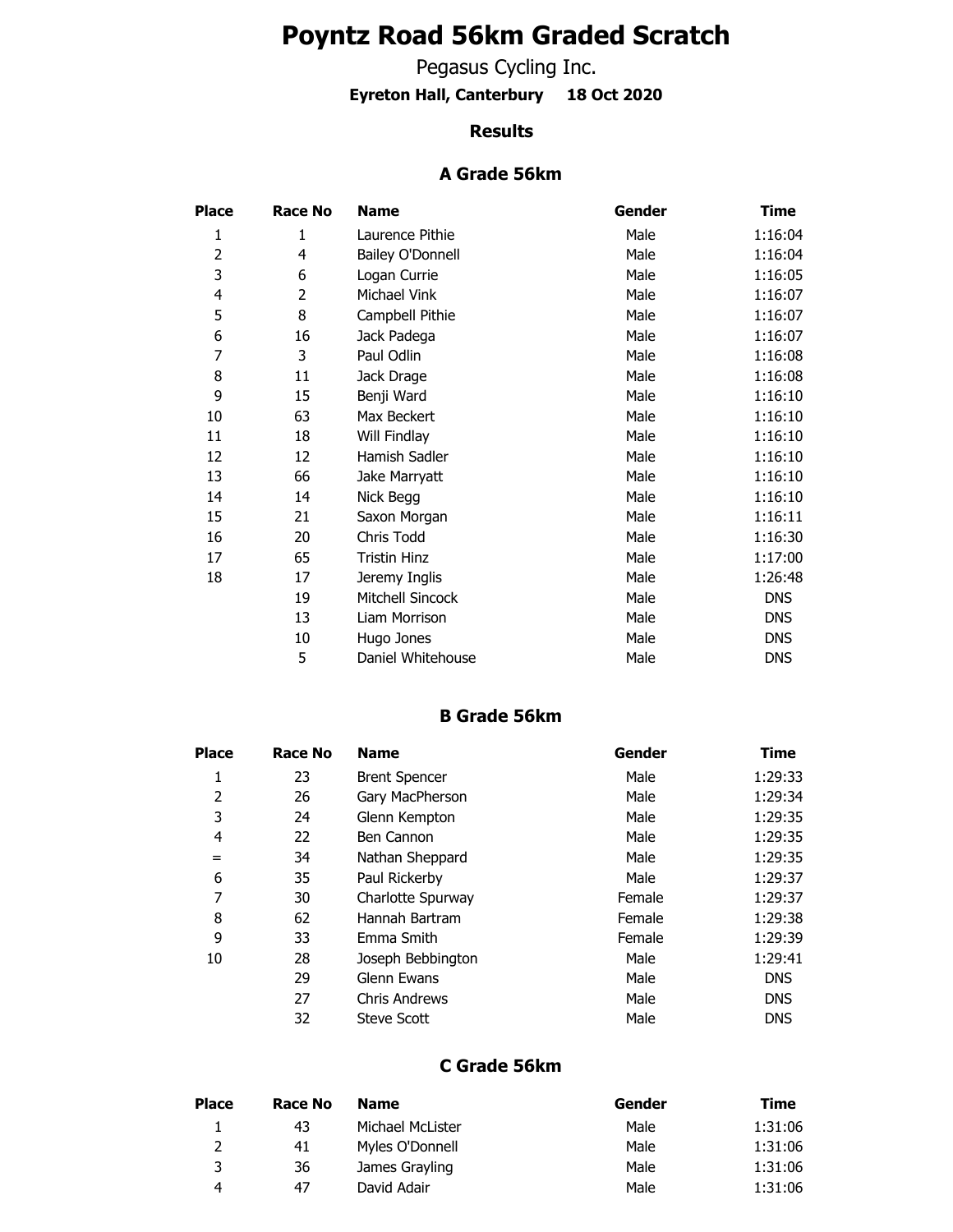# Poyntz Road 56km Graded Scratch

Pegasus Cycling Inc.

**Eyreton Hall, Canterbury 18 Oct 2020**

### Results

## A Grade 56km

| Place | Race No | Name | Gender | Time |
|---|---|---|---|---|
| 1 | 1 | Laurence Pithie | Male | 1:16:04 |
| 2 | 4 | Bailey O'Donnell | Male | 1:16:04 |
| 3 | 6 | Logan Currie | Male | 1:16:05 |
| 4 | 2 | Michael Vink | Male | 1:16:07 |
| 5 | 8 | Campbell Pithie | Male | 1:16:07 |
| 6 | 16 | Jack Padega | Male | 1:16:07 |
| 7 | 3 | Paul Odlin | Male | 1:16:08 |
| 8 | 11 | Jack Drage | Male | 1:16:08 |
| 9 | 15 | Benji Ward | Male | 1:16:10 |
| 10 | 63 | Max Beckert | Male | 1:16:10 |
| 11 | 18 | Will Findlay | Male | 1:16:10 |
| 12 | 12 | Hamish Sadler | Male | 1:16:10 |
| 13 | 66 | Jake Marryatt | Male | 1:16:10 |
| 14 | 14 | Nick Begg | Male | 1:16:10 |
| 15 | 21 | Saxon Morgan | Male | 1:16:11 |
| 16 | 20 | Chris Todd | Male | 1:16:30 |
| 17 | 65 | Tristin Hinz | Male | 1:17:00 |
| 18 | 17 | Jeremy Inglis | Male | 1:26:48 |
| | 19 | Mitchell Sincock | Male | DNS |
| | 13 | Liam Morrison | Male | DNS |
| | 10 | Hugo Jones | Male | DNS |
| | 5 | Daniel Whitehouse | Male | DNS |

## B Grade 56km

| Place | Race No | Name | Gender | Time |
|---|---|---|---|---|
| 1 | 23 | Brent Spencer | Male | 1:29:33 |
| 2 | 26 | Gary MacPherson | Male | 1:29:34 |
| 3 | 24 | Glenn Kempton | Male | 1:29:35 |
| 4 | 22 | Ben Cannon | Male | 1:29:35 |
| = | 34 | Nathan Sheppard | Male | 1:29:35 |
| 6 | 35 | Paul Rickerby | Male | 1:29:37 |
| 7 | 30 | Charlotte Spurway | Female | 1:29:37 |
| 8 | 62 | Hannah Bartram | Female | 1:29:38 |
| 9 | 33 | Emma Smith | Female | 1:29:39 |
| 10 | 28 | Joseph Bebbington | Male | 1:29:41 |
| | 29 | Glenn Ewans | Male | DNS |
| | 27 | Chris Andrews | Male | DNS |
| | 32 | Steve Scott | Male | DNS |

## C Grade 56km

| Place | Race No | Name | Gender | Time |
|---|---|---|---|---|
| 1 | 43 | Michael McLister | Male | 1:31:06 |
| 2 | 41 | Myles O'Donnell | Male | 1:31:06 |
| 3 | 36 | James Grayling | Male | 1:31:06 |
| 4 | 47 | David Adair | Male | 1:31:06 |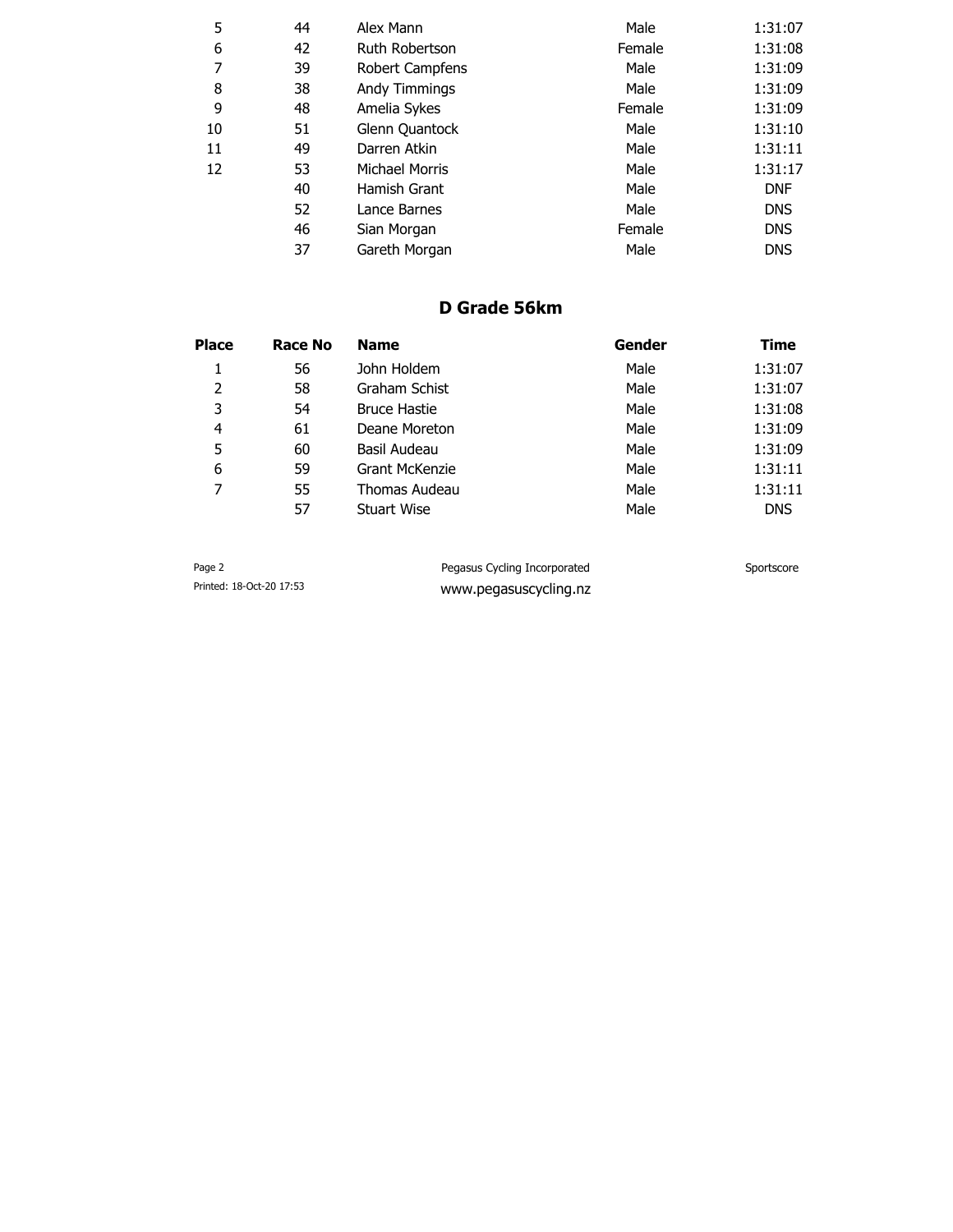| | | | | |
|---|---|---|---|---|
| 5 | 44 | Alex Mann | Male | 1:31:07 |
| 6 | 42 | Ruth Robertson | Female | 1:31:08 |
| 7 | 39 | Robert Campfens | Male | 1:31:09 |
| 8 | 38 | Andy Timmings | Male | 1:31:09 |
| 9 | 48 | Amelia Sykes | Female | 1:31:09 |
| 10 | 51 | Glenn Quantock | Male | 1:31:10 |
| 11 | 49 | Darren Atkin | Male | 1:31:11 |
| 12 | 53 | Michael Morris | Male | 1:31:17 |
| | 40 | Hamish Grant | Male | DNF |
| | 52 | Lance Barnes | Male | DNS |
| | 46 | Sian Morgan | Female | DNS |
| | 37 | Gareth Morgan | Male | DNS |

## D Grade 56km

| Place | Race No | Name | Gender | Time |
|---|---|---|---|---|
| 1 | 56 | John Holdem | Male | 1:31:07 |
| 2 | 58 | Graham Schist | Male | 1:31:07 |
| 3 | 54 | Bruce Hastie | Male | 1:31:08 |
| 4 | 61 | Deane Moreton | Male | 1:31:09 |
| 5 | 60 | Basil Audeau | Male | 1:31:09 |
| 6 | 59 | Grant McKenzie | Male | 1:31:11 |
| 7 | 55 | Thomas Audeau | Male | 1:31:11 |
| | 57 | Stuart Wise | Male | DNS |